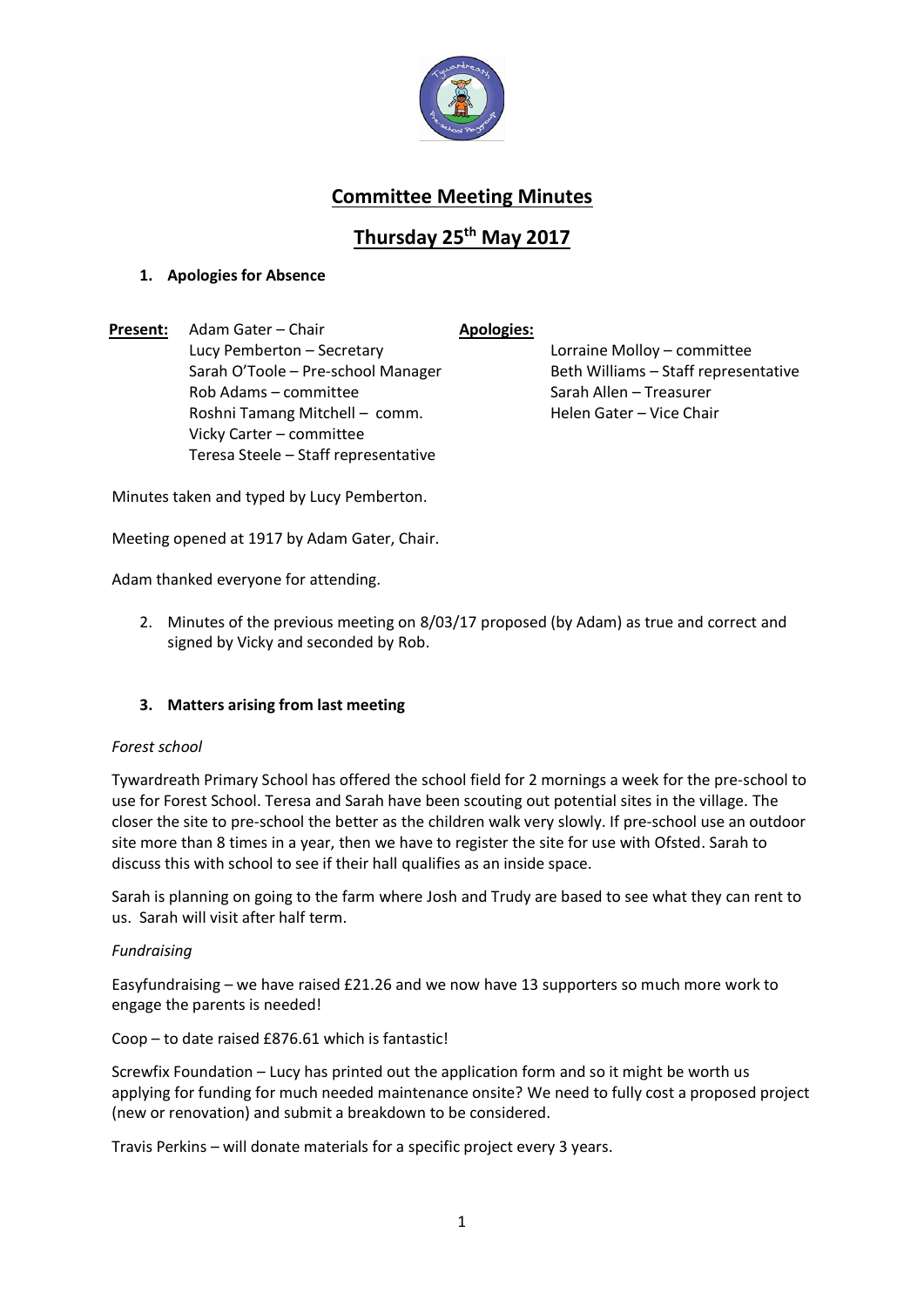# Committee Meeting Minutes

## Thursday 25th May 2017

1. **Apologies for Absence**

**Present:**
Adam Gater – Chair
Lucy Pemberton – Secretary
Sarah O'Toole – Pre-school Manager
Rob Adams – committee
Roshni Tamang Mitchell – comm.
Vicky Carter – committee
Teresa Steele – Staff representative

**Apologies:**
Lorraine Molloy – committee
Beth Williams – Staff representative
Sarah Allen – Treasurer
Helen Gater – Vice Chair

Minutes taken and typed by Lucy Pemberton.

Meeting opened at 1917 by Adam Gater, Chair.

Adam thanked everyone for attending.

2. Minutes of the previous meeting on 8/03/17 proposed (by Adam) as true and correct and signed by Vicky and seconded by Rob.

3. **Matters arising from last meeting**

*Forest school*

Tywardreath Primary School has offered the school field for 2 mornings a week for the pre-school to use for Forest School. Teresa and Sarah have been scouting out potential sites in the village. The closer the site to pre-school the better as the children walk very slowly. If pre-school use an outdoor site more than 8 times in a year, then we have to register the site for use with Ofsted. Sarah to discuss this with school to see if their hall qualifies as an inside space.

Sarah is planning on going to the farm where Josh and Trudy are based to see what they can rent to us. Sarah will visit after half term.

*Fundraising*

Easyfundraising – we have raised £21.26 and we now have 13 supporters so much more work to engage the parents is needed!

Coop – to date raised £876.61 which is fantastic!

Screwfix Foundation – Lucy has printed out the application form and so it might be worth us applying for funding for much needed maintenance onsite? We need to fully cost a proposed project (new or renovation) and submit a breakdown to be considered.

Travis Perkins – will donate materials for a specific project every 3 years.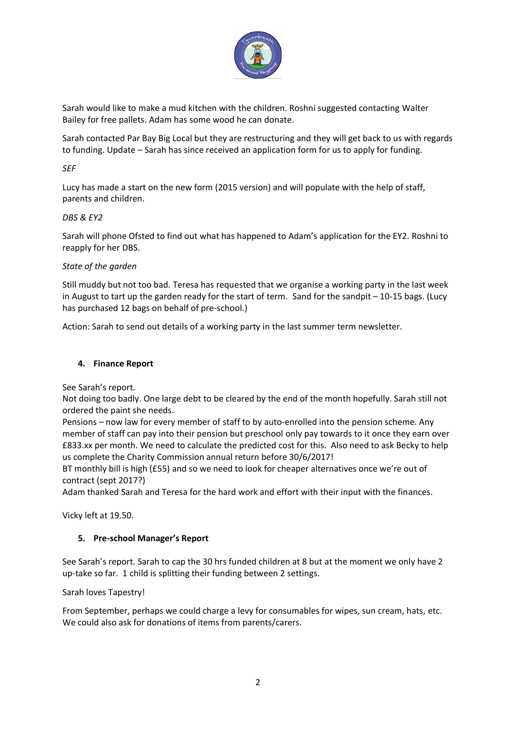Sarah would like to make a mud kitchen with the children. Roshni suggested contacting Walter Bailey for free pallets. Adam has some wood he can donate.

Sarah contacted Par Bay Big Local but they are restructuring and they will get back to us with regards to funding. Update – Sarah has since received an application form for us to apply for funding.

*SEF*

Lucy has made a start on the new form (2015 version) and will populate with the help of staff, parents and children.

*DBS & EY2*

Sarah will phone Ofsted to find out what has happened to Adam's application for the EY2. Roshni to reapply for her DBS.

*State of the garden*

Still muddy but not too bad. Teresa has requested that we organise a working party in the last week in August to tart up the garden ready for the start of term. Sand for the sandpit – 10-15 bags. (Lucy has purchased 12 bags on behalf of pre-school.)

Action: Sarah to send out details of a working party in the last summer term newsletter.

4. **Finance Report**

See Sarah's report.
Not doing too badly. One large debt to be cleared by the end of the month hopefully. Sarah still not ordered the paint she needs.
Pensions – now law for every member of staff to by auto-enrolled into the pension scheme. Any member of staff can pay into their pension but preschool only pay towards to it once they earn over £833.xx per month. We need to calculate the predicted cost for this. Also need to ask Becky to help us complete the Charity Commission annual return before 30/6/2017!
BT monthly bill is high (£55) and so we need to look for cheaper alternatives once we're out of contract (sept 2017?)
Adam thanked Sarah and Teresa for the hard work and effort with their input with the finances.

Vicky left at 19.50.

5. **Pre-school Manager's Report**

See Sarah's report. Sarah to cap the 30 hrs funded children at 8 but at the moment we only have 2 up-take so far. 1 child is splitting their funding between 2 settings.

Sarah loves Tapestry!

From September, perhaps we could charge a levy for consumables for wipes, sun cream, hats, etc. We could also ask for donations of items from parents/carers.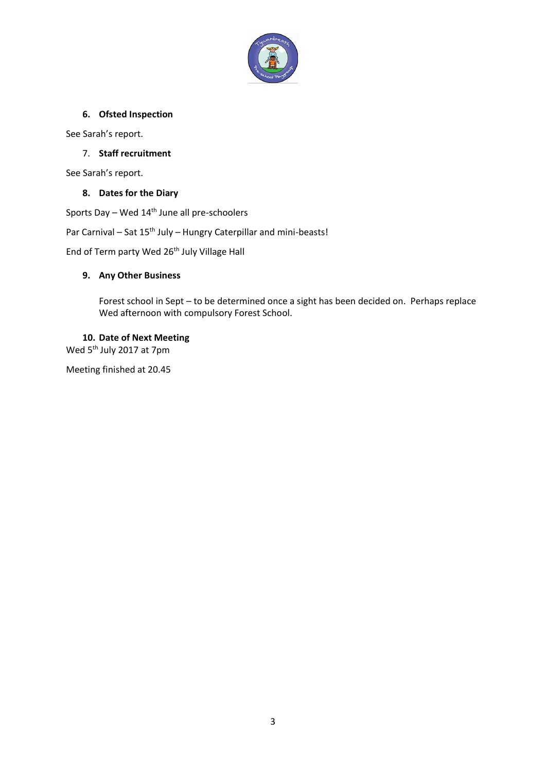## 6. Ofsted Inspection

See Sarah's report.

## 7. Staff recruitment

See Sarah's report.

## 8. Dates for the Diary

Sports Day – Wed 14th June all pre-schoolers

Par Carnival – Sat 15th July – Hungry Caterpillar and mini-beasts!

End of Term party Wed 26th July Village Hall

## 9. Any Other Business

Forest school in Sept – to be determined once a sight has been decided on. Perhaps replace Wed afternoon with compulsory Forest School.

## 10. Date of Next Meeting

Wed 5th July 2017 at 7pm

Meeting finished at 20.45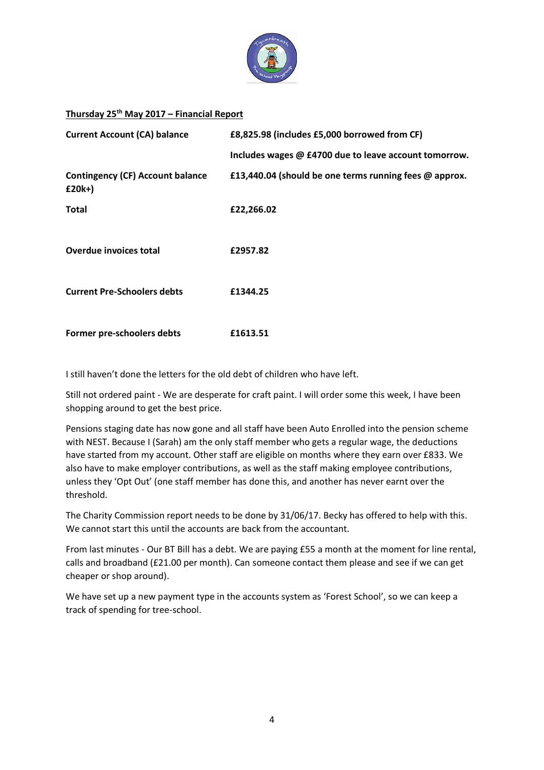**Thursday 25th May 2017 – Financial Report**

| | |
|---|---|
| **Current Account (CA) balance** | **£8,825.98 (includes £5,000 borrowed from CF)** |
| | **Includes wages @ £4700 due to leave account tomorrow.** |
| **Contingency (CF) Account balance £20k+)** | **£13,440.04 (should be one terms running fees @ approx.** |
| **Total** | **£22,266.02** |
| **Overdue invoices total** | **£2957.82** |
| **Current Pre-Schoolers debts** | **£1344.25** |
| **Former pre-schoolers debts** | **£1613.51** |

I still haven't done the letters for the old debt of children who have left.

Still not ordered paint - We are desperate for craft paint. I will order some this week, I have been shopping around to get the best price.

Pensions staging date has now gone and all staff have been Auto Enrolled into the pension scheme with NEST. Because I (Sarah) am the only staff member who gets a regular wage, the deductions have started from my account. Other staff are eligible on months where they earn over £833. We also have to make employer contributions, as well as the staff making employee contributions, unless they 'Opt Out' (one staff member has done this, and another has never earnt over the threshold.

The Charity Commission report needs to be done by 31/06/17. Becky has offered to help with this. We cannot start this until the accounts are back from the accountant.

From last minutes - Our BT Bill has a debt. We are paying £55 a month at the moment for line rental, calls and broadband (£21.00 per month). Can someone contact them please and see if we can get cheaper or shop around).

We have set up a new payment type in the accounts system as 'Forest School', so we can keep a track of spending for tree-school.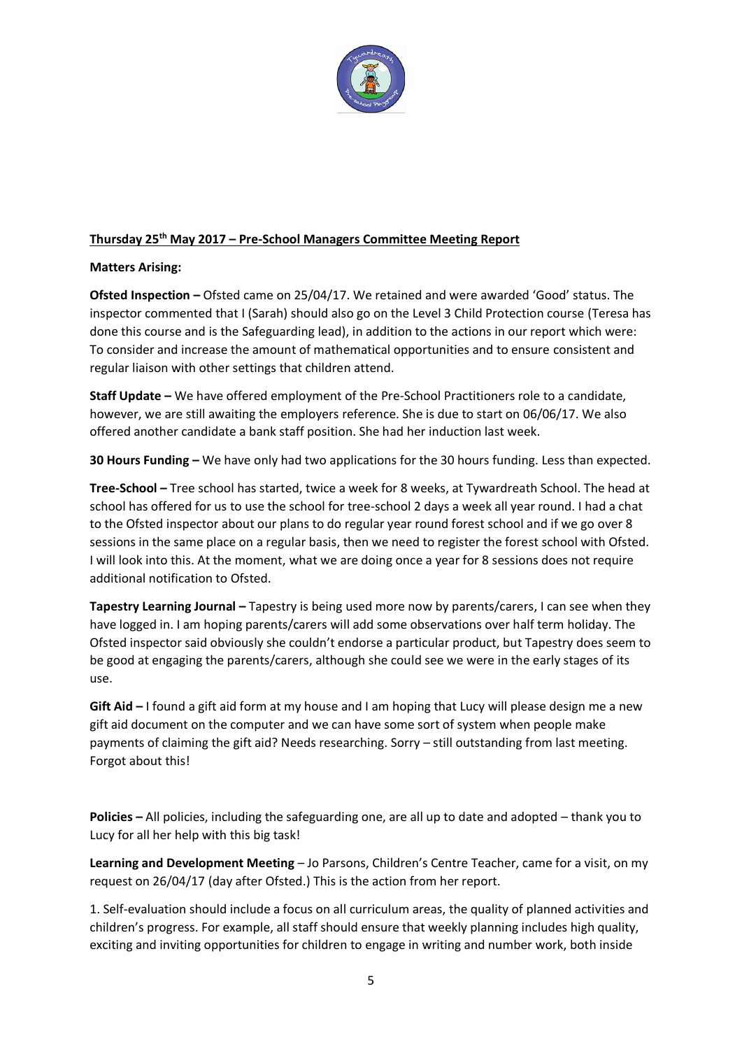**Thursday 25th May 2017 – Pre-School Managers Committee Meeting Report**

**Matters Arising:**

**Ofsted Inspection –** Ofsted came on 25/04/17. We retained and were awarded 'Good' status. The inspector commented that I (Sarah) should also go on the Level 3 Child Protection course (Teresa has done this course and is the Safeguarding lead), in addition to the actions in our report which were: To consider and increase the amount of mathematical opportunities and to ensure consistent and regular liaison with other settings that children attend.

**Staff Update –** We have offered employment of the Pre-School Practitioners role to a candidate, however, we are still awaiting the employers reference. She is due to start on 06/06/17. We also offered another candidate a bank staff position. She had her induction last week.

**30 Hours Funding –** We have only had two applications for the 30 hours funding. Less than expected.

**Tree-School –** Tree school has started, twice a week for 8 weeks, at Tywardreath School. The head at school has offered for us to use the school for tree-school 2 days a week all year round. I had a chat to the Ofsted inspector about our plans to do regular year round forest school and if we go over 8 sessions in the same place on a regular basis, then we need to register the forest school with Ofsted. I will look into this. At the moment, what we are doing once a year for 8 sessions does not require additional notification to Ofsted.

**Tapestry Learning Journal –** Tapestry is being used more now by parents/carers, I can see when they have logged in. I am hoping parents/carers will add some observations over half term holiday. The Ofsted inspector said obviously she couldn't endorse a particular product, but Tapestry does seem to be good at engaging the parents/carers, although she could see we were in the early stages of its use.

**Gift Aid –** I found a gift aid form at my house and I am hoping that Lucy will please design me a new gift aid document on the computer and we can have some sort of system when people make payments of claiming the gift aid? Needs researching. Sorry – still outstanding from last meeting. Forgot about this!

**Policies –** All policies, including the safeguarding one, are all up to date and adopted – thank you to Lucy for all her help with this big task!

**Learning and Development Meeting** – Jo Parsons, Children's Centre Teacher, came for a visit, on my request on 26/04/17 (day after Ofsted.) This is the action from her report.

1. Self-evaluation should include a focus on all curriculum areas, the quality of planned activities and children's progress. For example, all staff should ensure that weekly planning includes high quality, exciting and inviting opportunities for children to engage in writing and number work, both inside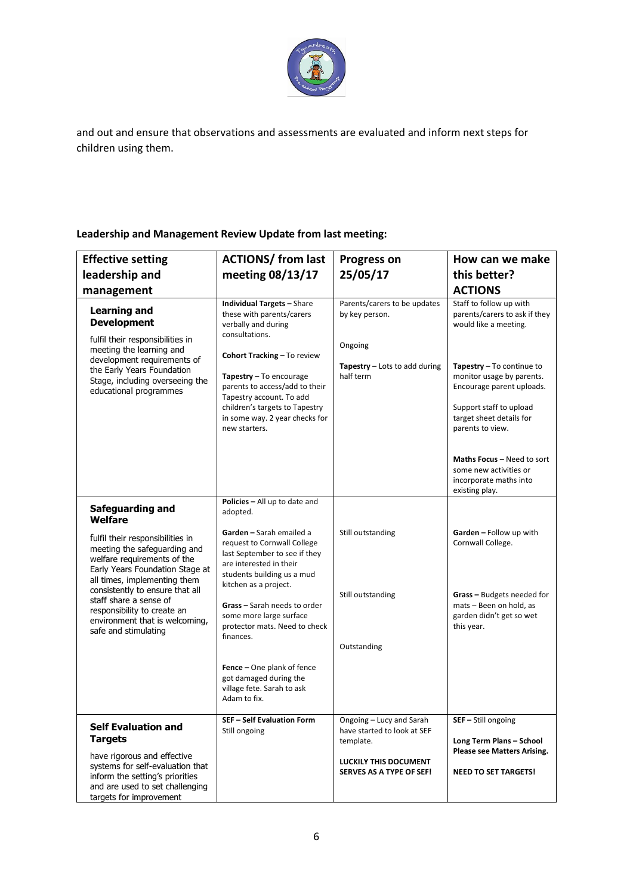and out and ensure that observations and assessments are evaluated and inform next steps for children using them.

**Leadership and Management Review Update from last meeting:**

| Effective setting leadership and management | ACTIONS/ from last meeting 08/13/17 | Progress on 25/05/17 | How can we make this better? ACTIONS |
|---|---|---|---|
| **Learning and Development**<br><br>fulfil their responsibilities in meeting the learning and development requirements of the Early Years Foundation Stage, including overseeing the educational programmes | **Individual Targets –** Share these with parents/carers verbally and during consultations.<br><br>**Cohort Tracking –** To review<br><br>**Tapestry –** To encourage parents to access/add to their Tapestry account. To add children's targets to Tapestry in some way. 2 year checks for new starters. | Parents/carers to be updates by key person.<br><br>Ongoing<br><br>**Tapestry –** Lots to add during half term | Staff to follow up with parents/carers to ask if they would like a meeting.<br><br>**Tapestry –** To continue to monitor usage by parents. Encourage parent uploads.<br><br>Support staff to upload target sheet details for parents to view.<br><br>**Maths Focus –** Need to sort some new activities or incorporate maths into existing play. |
| **Safeguarding and Welfare**<br><br>fulfil their responsibilities in meeting the safeguarding and welfare requirements of the Early Years Foundation Stage at all times, implementing them consistently to ensure that all staff share a sense of responsibility to create an environment that is welcoming, safe and stimulating | **Policies –** All up to date and adopted.<br><br>**Garden –** Sarah emailed a request to Cornwall College last September to see if they are interested in their students building us a mud kitchen as a project.<br><br>**Grass –** Sarah needs to order some more large surface protector mats. Need to check finances.<br><br>**Fence –** One plank of fence got damaged during the village fete. Sarah to ask Adam to fix. | Still outstanding<br><br>Still outstanding<br><br>Outstanding | **Garden –** Follow up with Cornwall College.<br><br>**Grass –** Budgets needed for mats – Been on hold, as garden didn't get so wet this year. |
| **Self Evaluation and Targets**<br><br>have rigorous and effective systems for self-evaluation that inform the setting's priorities and are used to set challenging targets for improvement | **SEF – Self Evaluation Form**<br>Still ongoing | Ongoing – Lucy and Sarah have started to look at SEF template.<br><br>**LUCKILY THIS DOCUMENT SERVES AS A TYPE OF SEF!** | **SEF –** Still ongoing<br><br>**Long Term Plans – School Please see Matters Arising.**<br><br>**NEED TO SET TARGETS!** |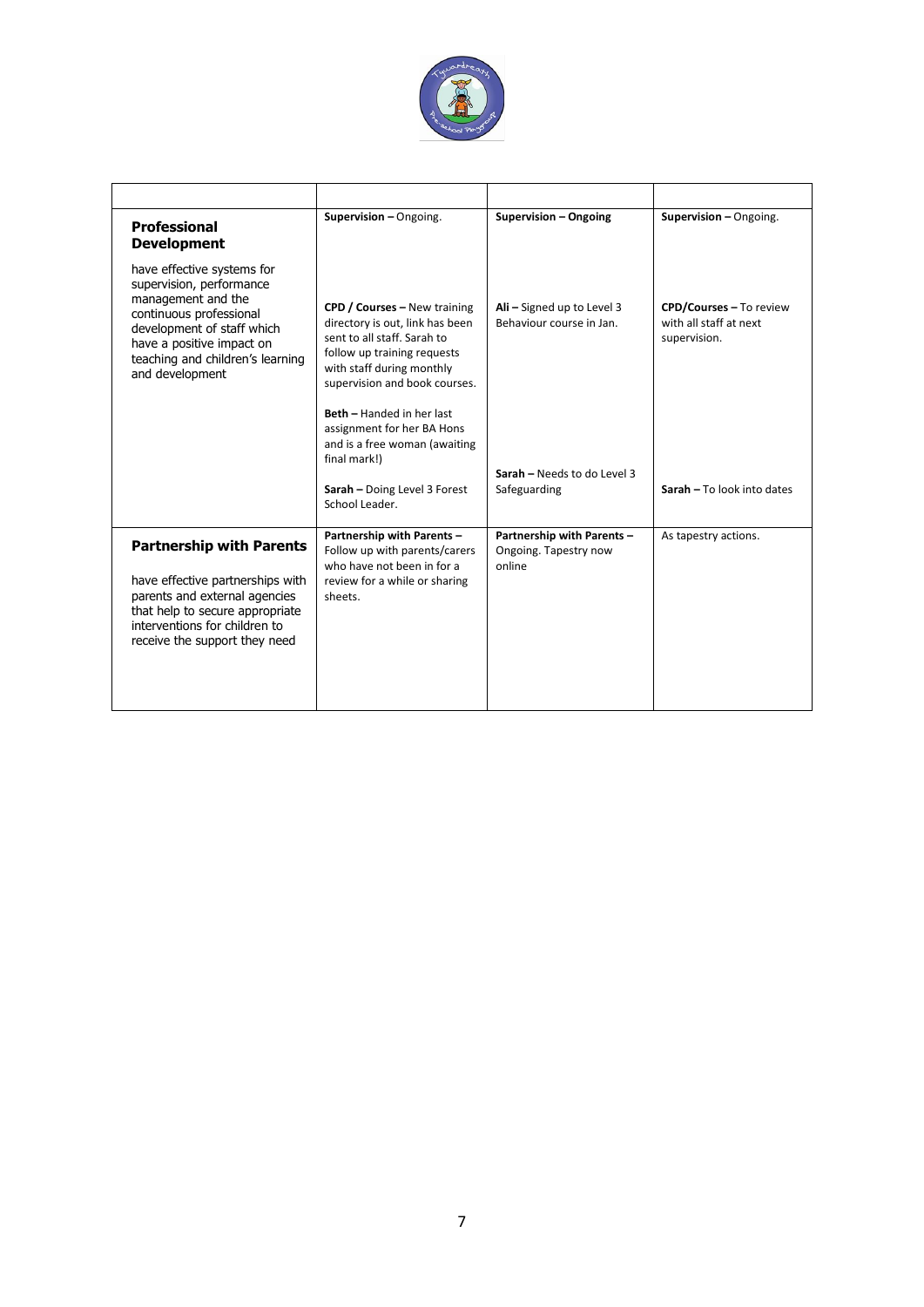| | | | |
|---|---|---|---|
| **Professional Development**<br><br>have effective systems for supervision, performance management and the continuous professional development of staff which have a positive impact on teaching and children's learning and development | **Supervision –** Ongoing.<br><br>**CPD / Courses –** New training directory is out, link has been sent to all staff. Sarah to follow up training requests with staff during monthly supervision and book courses.<br><br>**Beth –** Handed in her last assignment for her BA Hons and is a free woman (awaiting final mark!)<br><br>**Sarah –** Doing Level 3 Forest School Leader. | **Supervision – Ongoing**<br><br>**Ali –** Signed up to Level 3 Behaviour course in Jan.<br><br>**Sarah –** Needs to do Level 3 Safeguarding | **Supervision –** Ongoing.<br><br>**CPD/Courses –** To review with all staff at next supervision.<br><br>**Sarah –** To look into dates |
| **Partnership with Parents**<br><br>have effective partnerships with parents and external agencies that help to secure appropriate interventions for children to receive the support they need | **Partnership with Parents –** Follow up with parents/carers who have not been in for a review for a while or sharing sheets. | **Partnership with Parents –** Ongoing. Tapestry now online | As tapestry actions. |